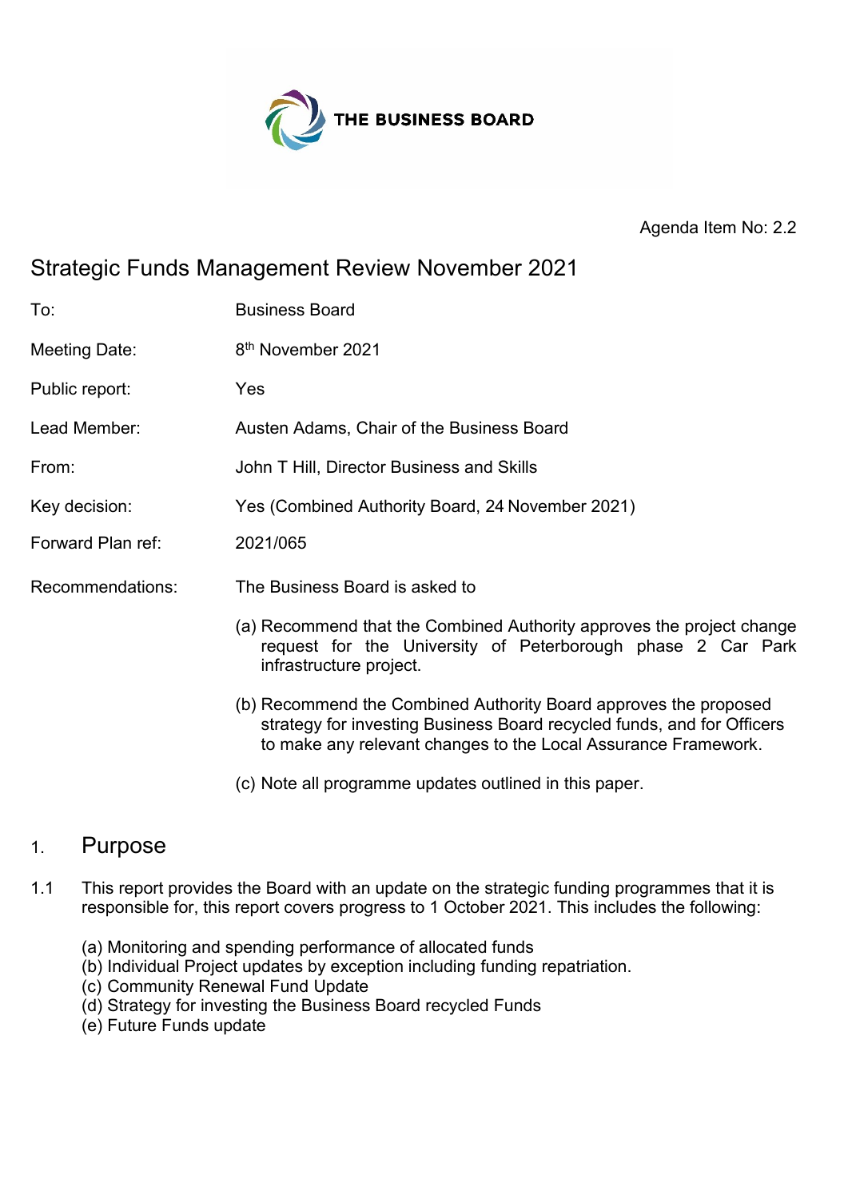THE BUSINESS BOARD

Agenda Item No: 2.2

# Strategic Funds Management Review November 2021

| | |
|---|---|
| To: | Business Board |
| Meeting Date: | 8th November 2021 |
| Public report: | Yes |
| Lead Member: | Austen Adams, Chair of the Business Board |
| From: | John T Hill, Director Business and Skills |
| Key decision: | Yes (Combined Authority Board, 24 November 2021) |
| Forward Plan ref: | 2021/065 |

Recommendations: The Business Board is asked to

(a) Recommend that the Combined Authority approves the project change request for the University of Peterborough phase 2 Car Park infrastructure project.

(b) Recommend the Combined Authority Board approves the proposed strategy for investing Business Board recycled funds, and for Officers to make any relevant changes to the Local Assurance Framework.

(c) Note all programme updates outlined in this paper.

## 1. Purpose

1.1 This report provides the Board with an update on the strategic funding programmes that it is responsible for, this report covers progress to 1 October 2021. This includes the following:

(a) Monitoring and spending performance of allocated funds
(b) Individual Project updates by exception including funding repatriation.
(c) Community Renewal Fund Update
(d) Strategy for investing the Business Board recycled Funds
(e) Future Funds update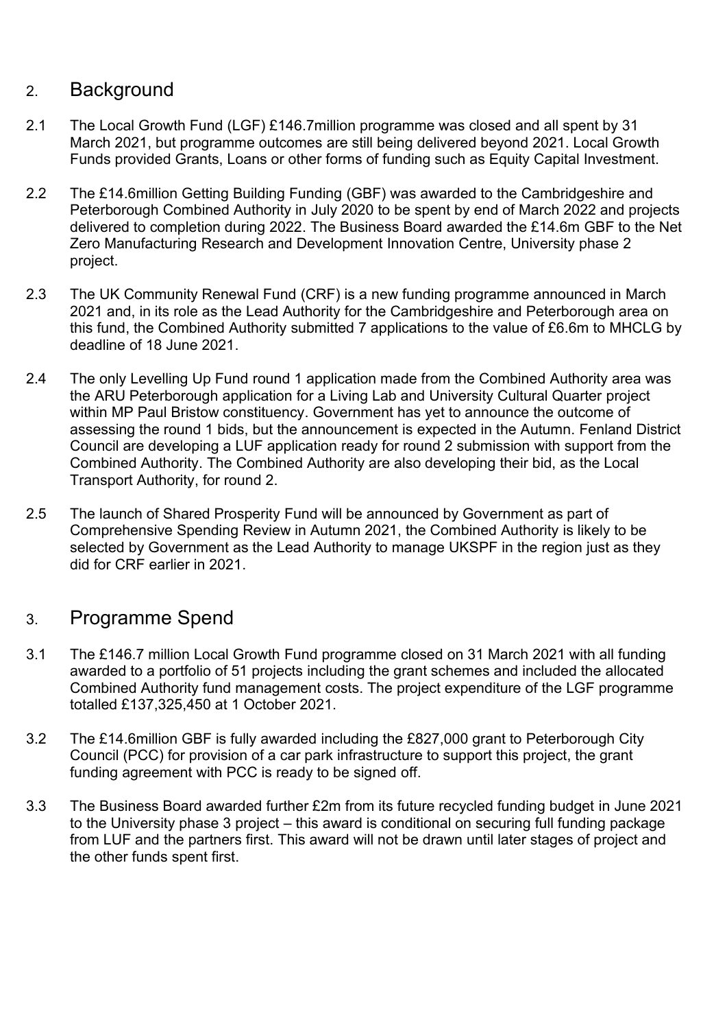## 2. Background

2.1 The Local Growth Fund (LGF) £146.7million programme was closed and all spent by 31 March 2021, but programme outcomes are still being delivered beyond 2021. Local Growth Funds provided Grants, Loans or other forms of funding such as Equity Capital Investment.

2.2 The £14.6million Getting Building Funding (GBF) was awarded to the Cambridgeshire and Peterborough Combined Authority in July 2020 to be spent by end of March 2022 and projects delivered to completion during 2022. The Business Board awarded the £14.6m GBF to the Net Zero Manufacturing Research and Development Innovation Centre, University phase 2 project.

2.3 The UK Community Renewal Fund (CRF) is a new funding programme announced in March 2021 and, in its role as the Lead Authority for the Cambridgeshire and Peterborough area on this fund, the Combined Authority submitted 7 applications to the value of £6.6m to MHCLG by deadline of 18 June 2021.

2.4 The only Levelling Up Fund round 1 application made from the Combined Authority area was the ARU Peterborough application for a Living Lab and University Cultural Quarter project within MP Paul Bristow constituency. Government has yet to announce the outcome of assessing the round 1 bids, but the announcement is expected in the Autumn. Fenland District Council are developing a LUF application ready for round 2 submission with support from the Combined Authority. The Combined Authority are also developing their bid, as the Local Transport Authority, for round 2.

2.5 The launch of Shared Prosperity Fund will be announced by Government as part of Comprehensive Spending Review in Autumn 2021, the Combined Authority is likely to be selected by Government as the Lead Authority to manage UKSPF in the region just as they did for CRF earlier in 2021.

## 3. Programme Spend

3.1 The £146.7 million Local Growth Fund programme closed on 31 March 2021 with all funding awarded to a portfolio of 51 projects including the grant schemes and included the allocated Combined Authority fund management costs. The project expenditure of the LGF programme totalled £137,325,450 at 1 October 2021.

3.2 The £14.6million GBF is fully awarded including the £827,000 grant to Peterborough City Council (PCC) for provision of a car park infrastructure to support this project, the grant funding agreement with PCC is ready to be signed off.

3.3 The Business Board awarded further £2m from its future recycled funding budget in June 2021 to the University phase 3 project – this award is conditional on securing full funding package from LUF and the partners first. This award will not be drawn until later stages of project and the other funds spent first.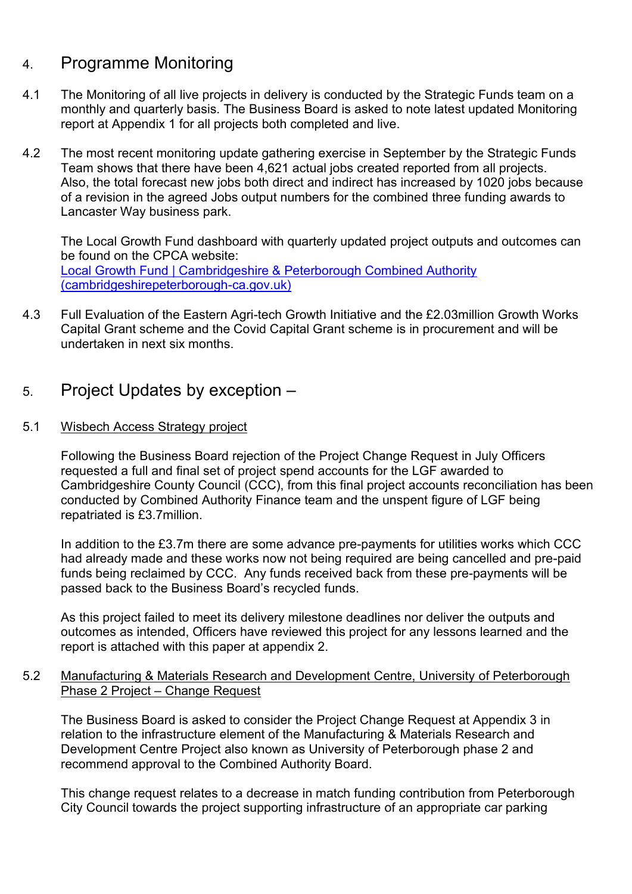## 4. Programme Monitoring

4.1 The Monitoring of all live projects in delivery is conducted by the Strategic Funds team on a monthly and quarterly basis. The Business Board is asked to note latest updated Monitoring report at Appendix 1 for all projects both completed and live.

4.2 The most recent monitoring update gathering exercise in September by the Strategic Funds Team shows that there have been 4,621 actual jobs created reported from all projects. Also, the total forecast new jobs both direct and indirect has increased by 1020 jobs because of a revision in the agreed Jobs output numbers for the combined three funding awards to Lancaster Way business park.

The Local Growth Fund dashboard with quarterly updated project outputs and outcomes can be found on the CPCA website:
[Local Growth Fund | Cambridgeshire & Peterborough Combined Authority (cambridgeshirepeterborough-ca.gov.uk)](cambridgeshirepeterborough-ca.gov.uk)

4.3 Full Evaluation of the Eastern Agri-tech Growth Initiative and the £2.03million Growth Works Capital Grant scheme and the Covid Capital Grant scheme is in procurement and will be undertaken in next six months.

## 5. Project Updates by exception –

5.1 Wisbech Access Strategy project

Following the Business Board rejection of the Project Change Request in July Officers requested a full and final set of project spend accounts for the LGF awarded to Cambridgeshire County Council (CCC), from this final project accounts reconciliation has been conducted by Combined Authority Finance team and the unspent figure of LGF being repatriated is £3.7million.

In addition to the £3.7m there are some advance pre-payments for utilities works which CCC had already made and these works now not being required are being cancelled and pre-paid funds being reclaimed by CCC. Any funds received back from these pre-payments will be passed back to the Business Board's recycled funds.

As this project failed to meet its delivery milestone deadlines nor deliver the outputs and outcomes as intended, Officers have reviewed this project for any lessons learned and the report is attached with this paper at appendix 2.

5.2 Manufacturing & Materials Research and Development Centre, University of Peterborough Phase 2 Project – Change Request

The Business Board is asked to consider the Project Change Request at Appendix 3 in relation to the infrastructure element of the Manufacturing & Materials Research and Development Centre Project also known as University of Peterborough phase 2 and recommend approval to the Combined Authority Board.

This change request relates to a decrease in match funding contribution from Peterborough City Council towards the project supporting infrastructure of an appropriate car parking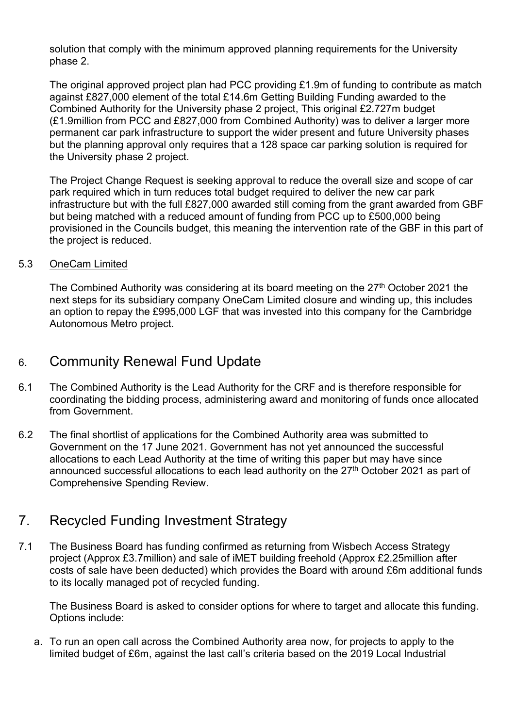solution that comply with the minimum approved planning requirements for the University phase 2.

The original approved project plan had PCC providing £1.9m of funding to contribute as match against £827,000 element of the total £14.6m Getting Building Funding awarded to the Combined Authority for the University phase 2 project, This original £2.727m budget (£1.9million from PCC and £827,000 from Combined Authority) was to deliver a larger more permanent car park infrastructure to support the wider present and future University phases but the planning approval only requires that a 128 space car parking solution is required for the University phase 2 project.

The Project Change Request is seeking approval to reduce the overall size and scope of car park required which in turn reduces total budget required to deliver the new car park infrastructure but with the full £827,000 awarded still coming from the grant awarded from GBF but being matched with a reduced amount of funding from PCC up to £500,000 being provisioned in the Councils budget, this meaning the intervention rate of the GBF in this part of the project is reduced.

5.3 OneCam Limited

The Combined Authority was considering at its board meeting on the 27th October 2021 the next steps for its subsidiary company OneCam Limited closure and winding up, this includes an option to repay the £995,000 LGF that was invested into this company for the Cambridge Autonomous Metro project.

## 6. Community Renewal Fund Update

6.1 The Combined Authority is the Lead Authority for the CRF and is therefore responsible for coordinating the bidding process, administering award and monitoring of funds once allocated from Government.

6.2 The final shortlist of applications for the Combined Authority area was submitted to Government on the 17 June 2021. Government has not yet announced the successful allocations to each Lead Authority at the time of writing this paper but may have since announced successful allocations to each lead authority on the 27th October 2021 as part of Comprehensive Spending Review.

## 7. Recycled Funding Investment Strategy

7.1 The Business Board has funding confirmed as returning from Wisbech Access Strategy project (Approx £3.7million) and sale of iMET building freehold (Approx £2.25million after costs of sale have been deducted) which provides the Board with around £6m additional funds to its locally managed pot of recycled funding.

The Business Board is asked to consider options for where to target and allocate this funding. Options include:

a. To run an open call across the Combined Authority area now, for projects to apply to the limited budget of £6m, against the last call's criteria based on the 2019 Local Industrial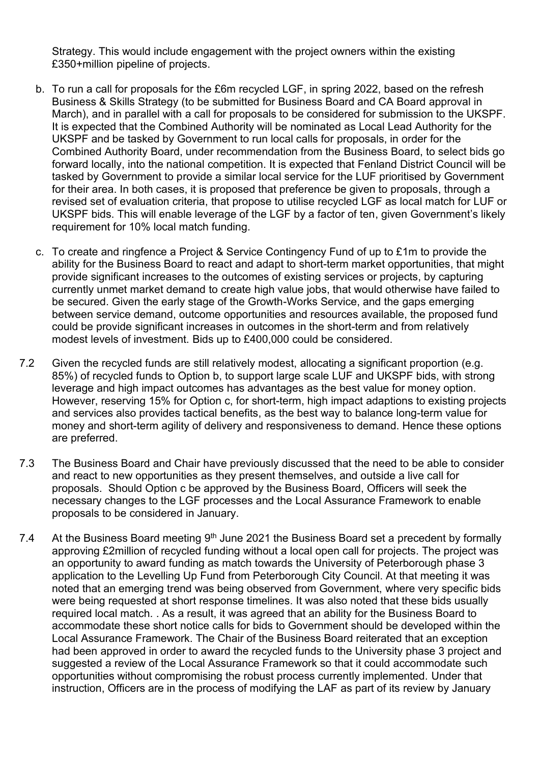Strategy. This would include engagement with the project owners within the existing £350+million pipeline of projects.

b. To run a call for proposals for the £6m recycled LGF, in spring 2022, based on the refresh Business & Skills Strategy (to be submitted for Business Board and CA Board approval in March), and in parallel with a call for proposals to be considered for submission to the UKSPF. It is expected that the Combined Authority will be nominated as Local Lead Authority for the UKSPF and be tasked by Government to run local calls for proposals, in order for the Combined Authority Board, under recommendation from the Business Board, to select bids go forward locally, into the national competition. It is expected that Fenland District Council will be tasked by Government to provide a similar local service for the LUF prioritised by Government for their area. In both cases, it is proposed that preference be given to proposals, through a revised set of evaluation criteria, that propose to utilise recycled LGF as local match for LUF or UKSPF bids. This will enable leverage of the LGF by a factor of ten, given Government's likely requirement for 10% local match funding.

c. To create and ringfence a Project & Service Contingency Fund of up to £1m to provide the ability for the Business Board to react and adapt to short-term market opportunities, that might provide significant increases to the outcomes of existing services or projects, by capturing currently unmet market demand to create high value jobs, that would otherwise have failed to be secured. Given the early stage of the Growth-Works Service, and the gaps emerging between service demand, outcome opportunities and resources available, the proposed fund could be provide significant increases in outcomes in the short-term and from relatively modest levels of investment. Bids up to £400,000 could be considered.

7.2 Given the recycled funds are still relatively modest, allocating a significant proportion (e.g. 85%) of recycled funds to Option b, to support large scale LUF and UKSPF bids, with strong leverage and high impact outcomes has advantages as the best value for money option. However, reserving 15% for Option c, for short-term, high impact adaptions to existing projects and services also provides tactical benefits, as the best way to balance long-term value for money and short-term agility of delivery and responsiveness to demand. Hence these options are preferred.

7.3 The Business Board and Chair have previously discussed that the need to be able to consider and react to new opportunities as they present themselves, and outside a live call for proposals. Should Option c be approved by the Business Board, Officers will seek the necessary changes to the LGF processes and the Local Assurance Framework to enable proposals to be considered in January.

7.4 At the Business Board meeting 9th June 2021 the Business Board set a precedent by formally approving £2million of recycled funding without a local open call for projects. The project was an opportunity to award funding as match towards the University of Peterborough phase 3 application to the Levelling Up Fund from Peterborough City Council. At that meeting it was noted that an emerging trend was being observed from Government, where very specific bids were being requested at short response timelines. It was also noted that these bids usually required local match. . As a result, it was agreed that an ability for the Business Board to accommodate these short notice calls for bids to Government should be developed within the Local Assurance Framework. The Chair of the Business Board reiterated that an exception had been approved in order to award the recycled funds to the University phase 3 project and suggested a review of the Local Assurance Framework so that it could accommodate such opportunities without compromising the robust process currently implemented. Under that instruction, Officers are in the process of modifying the LAF as part of its review by January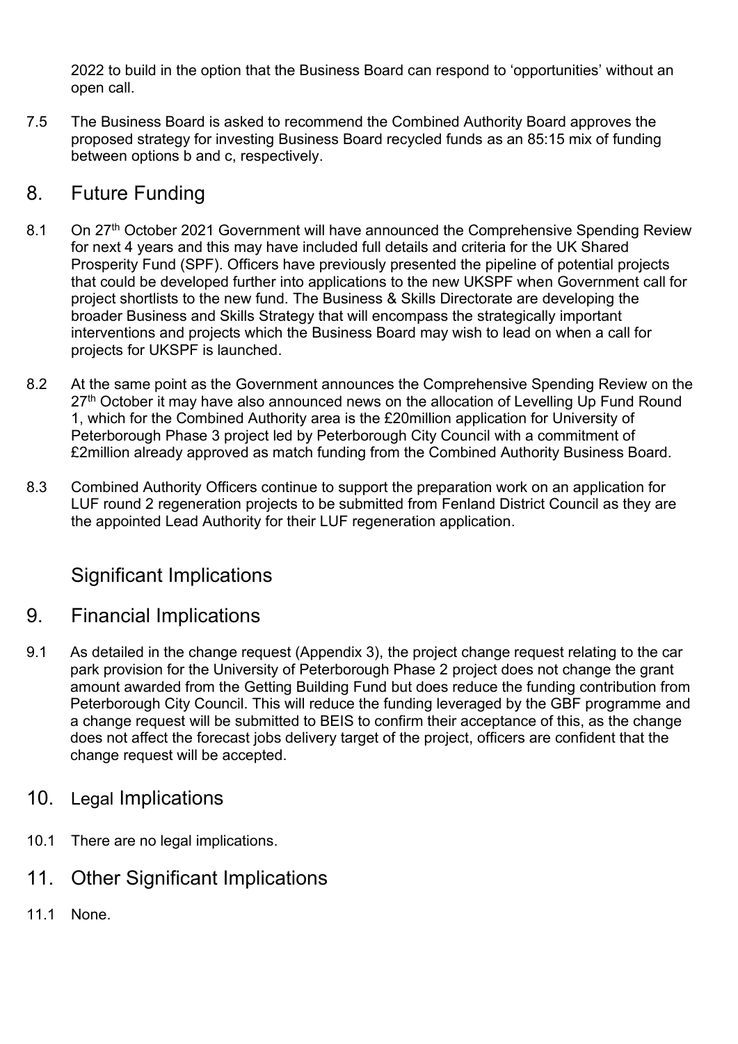2022 to build in the option that the Business Board can respond to 'opportunities' without an open call.

7.5 The Business Board is asked to recommend the Combined Authority Board approves the proposed strategy for investing Business Board recycled funds as an 85:15 mix of funding between options b and c, respectively.

## 8. Future Funding

8.1 On 27th October 2021 Government will have announced the Comprehensive Spending Review for next 4 years and this may have included full details and criteria for the UK Shared Prosperity Fund (SPF). Officers have previously presented the pipeline of potential projects that could be developed further into applications to the new UKSPF when Government call for project shortlists to the new fund. The Business & Skills Directorate are developing the broader Business and Skills Strategy that will encompass the strategically important interventions and projects which the Business Board may wish to lead on when a call for projects for UKSPF is launched.

8.2 At the same point as the Government announces the Comprehensive Spending Review on the 27th October it may have also announced news on the allocation of Levelling Up Fund Round 1, which for the Combined Authority area is the £20million application for University of Peterborough Phase 3 project led by Peterborough City Council with a commitment of £2million already approved as match funding from the Combined Authority Business Board.

8.3 Combined Authority Officers continue to support the preparation work on an application for LUF round 2 regeneration projects to be submitted from Fenland District Council as they are the appointed Lead Authority for their LUF regeneration application.

## Significant Implications

## 9. Financial Implications

9.1 As detailed in the change request (Appendix 3), the project change request relating to the car park provision for the University of Peterborough Phase 2 project does not change the grant amount awarded from the Getting Building Fund but does reduce the funding contribution from Peterborough City Council. This will reduce the funding leveraged by the GBF programme and a change request will be submitted to BEIS to confirm their acceptance of this, as the change does not affect the forecast jobs delivery target of the project, officers are confident that the change request will be accepted.

## 10. Legal Implications

10.1 There are no legal implications.

## 11. Other Significant Implications

11.1 None.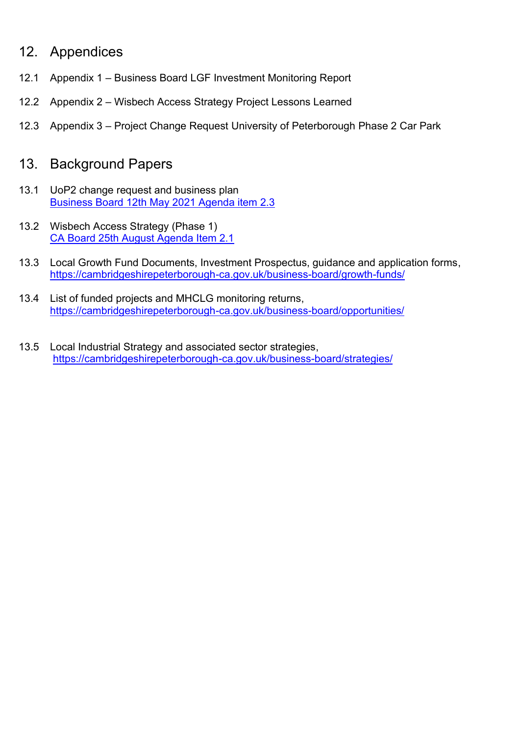## 12. Appendices

12.1 Appendix 1 – Business Board LGF Investment Monitoring Report

12.2 Appendix 2 – Wisbech Access Strategy Project Lessons Learned

12.3 Appendix 3 – Project Change Request University of Peterborough Phase 2 Car Park

## 13. Background Papers

13.1 UoP2 change request and business plan
Business Board 12th May 2021 Agenda item 2.3

13.2 Wisbech Access Strategy (Phase 1)
CA Board 25th August Agenda Item 2.1

13.3 Local Growth Fund Documents, Investment Prospectus, guidance and application forms,
https://cambridgeshirepeterborough-ca.gov.uk/business-board/growth-funds/

13.4 List of funded projects and MHCLG monitoring returns,
https://cambridgeshirepeterborough-ca.gov.uk/business-board/opportunities/

13.5 Local Industrial Strategy and associated sector strategies,
https://cambridgeshirepeterborough-ca.gov.uk/business-board/strategies/